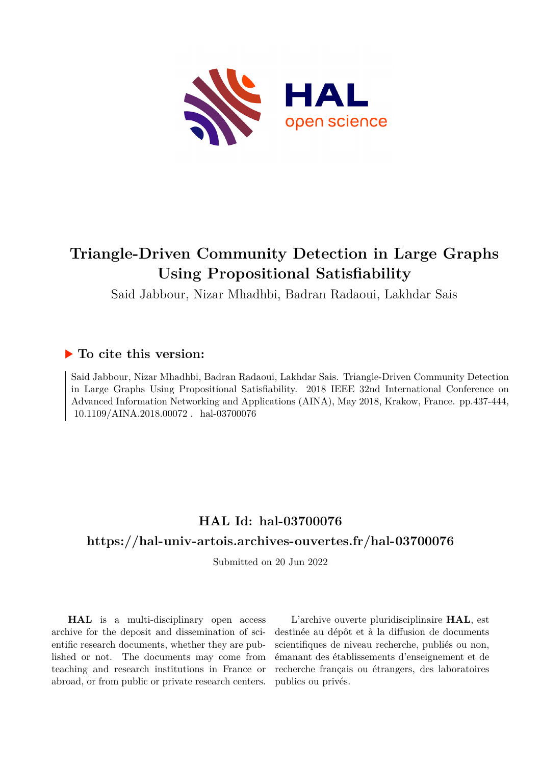# Triangle-Driven Community Detection in Large Graphs Using Propositional Satisfiability

Said Jabbour, Nizar Mhadhbi, Badran Radaoui, Lakhdar Sais

## ▶ To cite this version:

Said Jabbour, Nizar Mhadhbi, Badran Radaoui, Lakhdar Sais. Triangle-Driven Community Detection in Large Graphs Using Propositional Satisfiability. 2018 IEEE 32nd International Conference on Advanced Information Networking and Applications (AINA), May 2018, Krakow, France. pp.437-444, 10.1109/AINA.2018.00072 . hal-03700076

## HAL Id: hal-03700076

## https://hal-univ-artois.archives-ouvertes.fr/hal-03700076

Submitted on 20 Jun 2022

**HAL** is a multi-disciplinary open access archive for the deposit and dissemination of scientific research documents, whether they are published or not. The documents may come from teaching and research institutions in France or abroad, or from public or private research centers.

L'archive ouverte pluridisciplinaire **HAL**, est destinée au dépôt et à la diffusion de documents scientifiques de niveau recherche, publiés ou non, émanant des établissements d'enseignement et de recherche français ou étrangers, des laboratoires publics ou privés.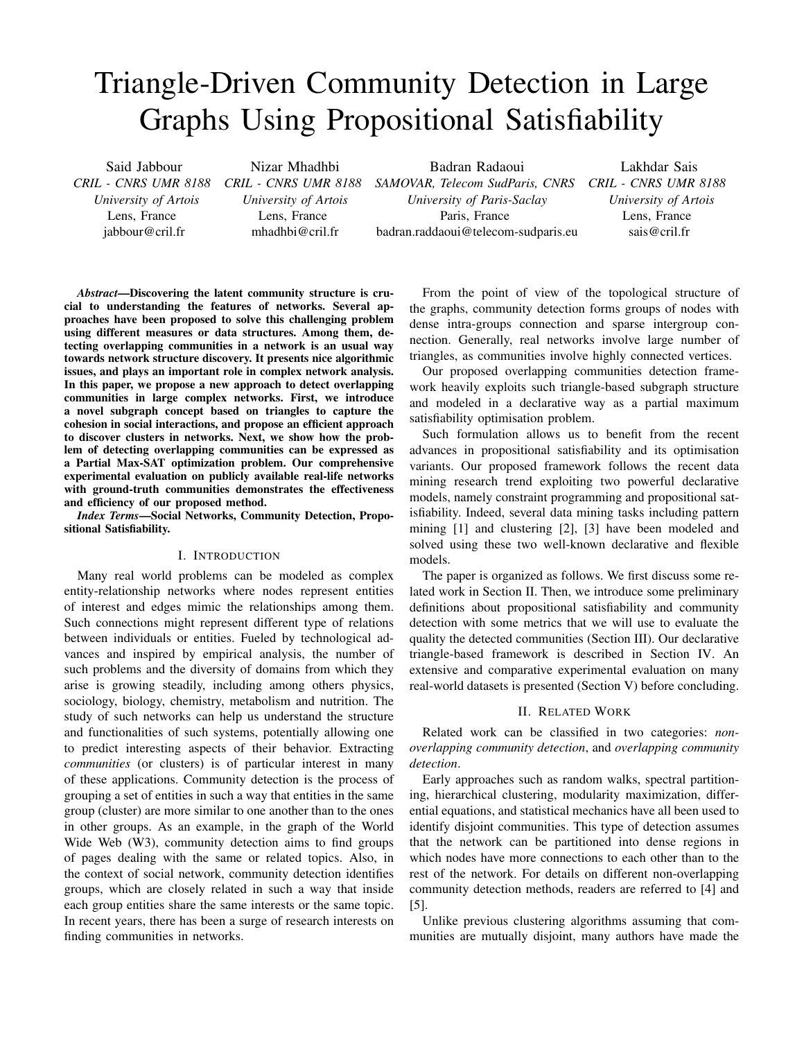# Triangle-Driven Community Detection in Large Graphs Using Propositional Satisfiability

Said Jabbour
*CRIL - CNRS UMR 8188*
*University of Artois*
Lens, France
jabbour@cril.fr

Nizar Mhadhbi
*CRIL - CNRS UMR 8188*
*University of Artois*
Lens, France
mhadhbi@cril.fr

Badran Radaoui
*SAMOVAR, Telecom SudParis, CNRS*
*University of Paris-Saclay*
Paris, France
badran.raddaoui@telecom-sudparis.eu

Lakhdar Sais
*CRIL - CNRS UMR 8188*
*University of Artois*
Lens, France
sais@cril.fr

***Abstract*—Discovering the latent community structure is crucial to understanding the features of networks. Several approaches have been proposed to solve this challenging problem using different measures or data structures. Among them, detecting overlapping communities in a network is an usual way towards network structure discovery. It presents nice algorithmic issues, and plays an important role in complex network analysis. In this paper, we propose a new approach to detect overlapping communities in large complex networks. First, we introduce a novel subgraph concept based on triangles to capture the cohesion in social interactions, and propose an efficient approach to discover clusters in networks. Next, we show how the problem of detecting overlapping communities can be expressed as a Partial Max-SAT optimization problem. Our comprehensive experimental evaluation on publicly available real-life networks with ground-truth communities demonstrates the effectiveness and efficiency of our proposed method.**

***Index Terms*—Social Networks, Community Detection, Propositional Satisfiability.**

## I. Introduction

Many real world problems can be modeled as complex entity-relationship networks where nodes represent entities of interest and edges mimic the relationships among them. Such connections might represent different type of relations between individuals or entities. Fueled by technological advances and inspired by empirical analysis, the number of such problems and the diversity of domains from which they arise is growing steadily, including among others physics, sociology, biology, chemistry, metabolism and nutrition. The study of such networks can help us understand the structure and functionalities of such systems, potentially allowing one to predict interesting aspects of their behavior. Extracting *communities* (or clusters) is of particular interest in many of these applications. Community detection is the process of grouping a set of entities in such a way that entities in the same group (cluster) are more similar to one another than to the ones in other groups. As an example, in the graph of the World Wide Web (W3), community detection aims to find groups of pages dealing with the same or related topics. Also, in the context of social network, community detection identifies groups, which are closely related in such a way that inside each group entities share the same interests or the same topic. In recent years, there has been a surge of research interests on finding communities in networks.

From the point of view of the topological structure of the graphs, community detection forms groups of nodes with dense intra-groups connection and sparse intergroup connection. Generally, real networks involve large number of triangles, as communities involve highly connected vertices.

Our proposed overlapping communities detection framework heavily exploits such triangle-based subgraph structure and modeled in a declarative way as a partial maximum satisfiability optimisation problem.

Such formulation allows us to benefit from the recent advances in propositional satisfiability and its optimisation variants. Our proposed framework follows the recent data mining research trend exploiting two powerful declarative models, namely constraint programming and propositional satisfiability. Indeed, several data mining tasks including pattern mining [1] and clustering [2], [3] have been modeled and solved using these two well-known declarative and flexible models.

The paper is organized as follows. We first discuss some related work in Section II. Then, we introduce some preliminary definitions about propositional satisfiability and community detection with some metrics that we will use to evaluate the quality the detected communities (Section III). Our declarative triangle-based framework is described in Section IV. An extensive and comparative experimental evaluation on many real-world datasets is presented (Section V) before concluding.

## II. Related Work

Related work can be classified in two categories: *non-overlapping community detection*, and *overlapping community detection*.

Early approaches such as random walks, spectral partitioning, hierarchical clustering, modularity maximization, differential equations, and statistical mechanics have all been used to identify disjoint communities. This type of detection assumes that the network can be partitioned into dense regions in which nodes have more connections to each other than to the rest of the network. For details on different non-overlapping community detection methods, readers are referred to [4] and [5].

Unlike previous clustering algorithms assuming that communities are mutually disjoint, many authors have made the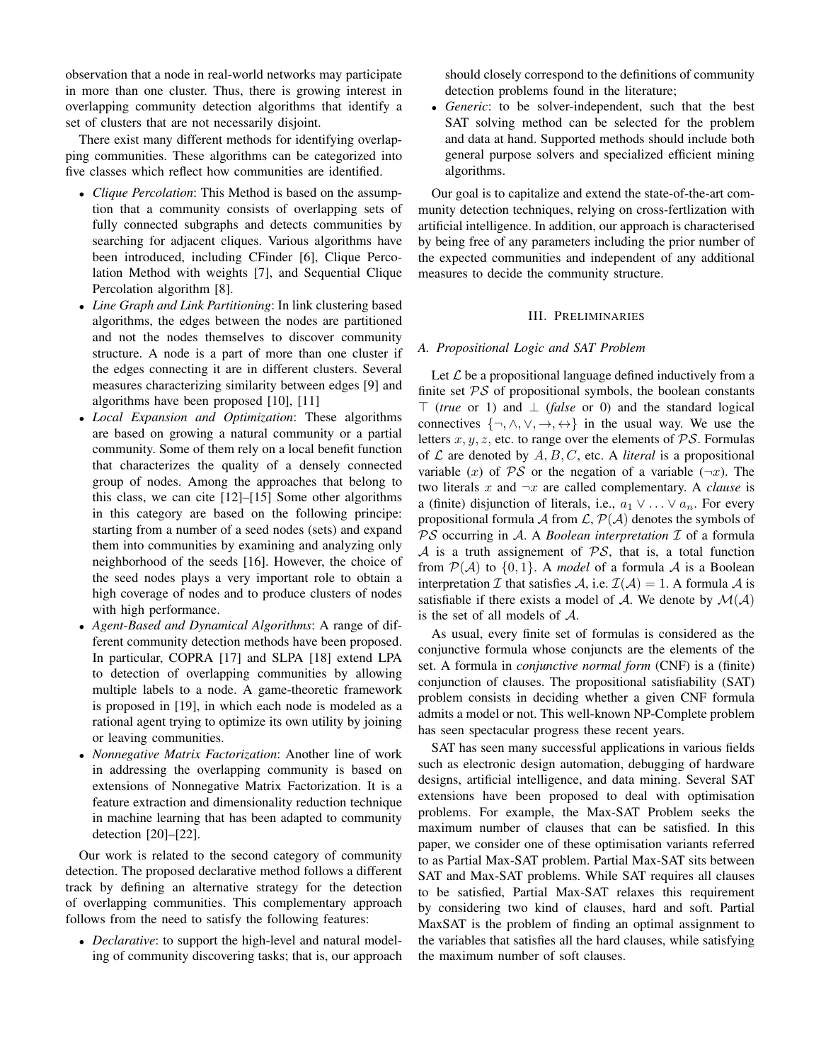observation that a node in real-world networks may participate in more than one cluster. Thus, there is growing interest in overlapping community detection algorithms that identify a set of clusters that are not necessarily disjoint.

There exist many different methods for identifying overlapping communities. These algorithms can be categorized into five classes which reflect how communities are identified.

- *Clique Percolation*: This Method is based on the assumption that a community consists of overlapping sets of fully connected subgraphs and detects communities by searching for adjacent cliques. Various algorithms have been introduced, including CFinder [6], Clique Percolation Method with weights [7], and Sequential Clique Percolation algorithm [8].
- *Line Graph and Link Partitioning*: In link clustering based algorithms, the edges between the nodes are partitioned and not the nodes themselves to discover community structure. A node is a part of more than one cluster if the edges connecting it are in different clusters. Several measures characterizing similarity between edges [9] and algorithms have been proposed [10], [11]
- *Local Expansion and Optimization*: These algorithms are based on growing a natural community or a partial community. Some of them rely on a local benefit function that characterizes the quality of a densely connected group of nodes. Among the approaches that belong to this class, we can cite [12]–[15] Some other algorithms in this category are based on the following principle: starting from a number of a seed nodes (sets) and expand them into communities by examining and analyzing only neighborhood of the seeds [16]. However, the choice of the seed nodes plays a very important role to obtain a high coverage of nodes and to produce clusters of nodes with high performance.
- *Agent-Based and Dynamical Algorithms*: A range of different community detection methods have been proposed. In particular, COPRA [17] and SLPA [18] extend LPA to detection of overlapping communities by allowing multiple labels to a node. A game-theoretic framework is proposed in [19], in which each node is modeled as a rational agent trying to optimize its own utility by joining or leaving communities.
- *Nonnegative Matrix Factorization*: Another line of work in addressing the overlapping community is based on extensions of Nonnegative Matrix Factorization. It is a feature extraction and dimensionality reduction technique in machine learning that has been adapted to community detection [20]–[22].

Our work is related to the second category of community detection. The proposed declarative method follows a different track by defining an alternative strategy for the detection of overlapping communities. This complementary approach follows from the need to satisfy the following features:

- *Declarative*: to support the high-level and natural modeling of community discovering tasks; that is, our approach should closely correspond to the definitions of community detection problems found in the literature;
- *Generic*: to be solver-independent, such that the best SAT solving method can be selected for the problem and data at hand. Supported methods should include both general purpose solvers and specialized efficient mining algorithms.

Our goal is to capitalize and extend the state-of-the-art community detection techniques, relying on cross-fertlization with artificial intelligence. In addition, our approach is characterised by being free of any parameters including the prior number of the expected communities and independent of any additional measures to decide the community structure.

## III. Preliminaries

### A. Propositional Logic and SAT Problem

Let $\mathcal{L}$ be a propositional language defined inductively from a finite set $\mathcal{PS}$ of propositional symbols, the boolean constants $\top$ (*true* or 1) and $\bot$ (*false* or 0) and the standard logical connectives $\{\neg, \wedge, \vee, \rightarrow, \leftrightarrow\}$ in the usual way. We use the letters $x, y, z$, etc. to range over the elements of $\mathcal{PS}$. Formulas of $\mathcal{L}$ are denoted by $A, B, C$, etc. A *literal* is a propositional variable ($x$) of $\mathcal{PS}$ or the negation of a variable ($\neg x$). The two literals $x$ and $\neg x$ are called complementary. A *clause* is a (finite) disjunction of literals, i.e., $a_1 \vee \ldots \vee a_n$. For every propositional formula $\mathcal{A}$ from $\mathcal{L}$, $\mathcal{P}(\mathcal{A})$ denotes the symbols of $\mathcal{PS}$ occurring in $\mathcal{A}$. A *Boolean interpretation* $\mathcal{I}$ of a formula $\mathcal{A}$ is a truth assignement of $\mathcal{PS}$, that is, a total function from $\mathcal{P}(\mathcal{A})$ to $\{0, 1\}$. A *model* of a formula $\mathcal{A}$ is a Boolean interpretation $\mathcal{I}$ that satisfies $\mathcal{A}$, i.e. $\mathcal{I}(\mathcal{A}) = 1$. A formula $\mathcal{A}$ is satisfiable if there exists a model of $\mathcal{A}$. We denote by $\mathcal{M}(\mathcal{A})$ is the set of all models of $\mathcal{A}$.

As usual, every finite set of formulas is considered as the conjunctive formula whose conjuncts are the elements of the set. A formula in *conjunctive normal form* (CNF) is a (finite) conjunction of clauses. The propositional satisfiability (SAT) problem consists in deciding whether a given CNF formula admits a model or not. This well-known NP-Complete problem has seen spectacular progress these recent years.

SAT has seen many successful applications in various fields such as electronic design automation, debugging of hardware designs, artificial intelligence, and data mining. Several SAT extensions have been proposed to deal with optimisation problems. For example, the Max-SAT Problem seeks the maximum number of clauses that can be satisfied. In this paper, we consider one of these optimisation variants referred to as Partial Max-SAT problem. Partial Max-SAT sits between SAT and Max-SAT problems. While SAT requires all clauses to be satisfied, Partial Max-SAT relaxes this requirement by considering two kind of clauses, hard and soft. Partial MaxSAT is the problem of finding an optimal assignment to the variables that satisfies all the hard clauses, while satisfying the maximum number of soft clauses.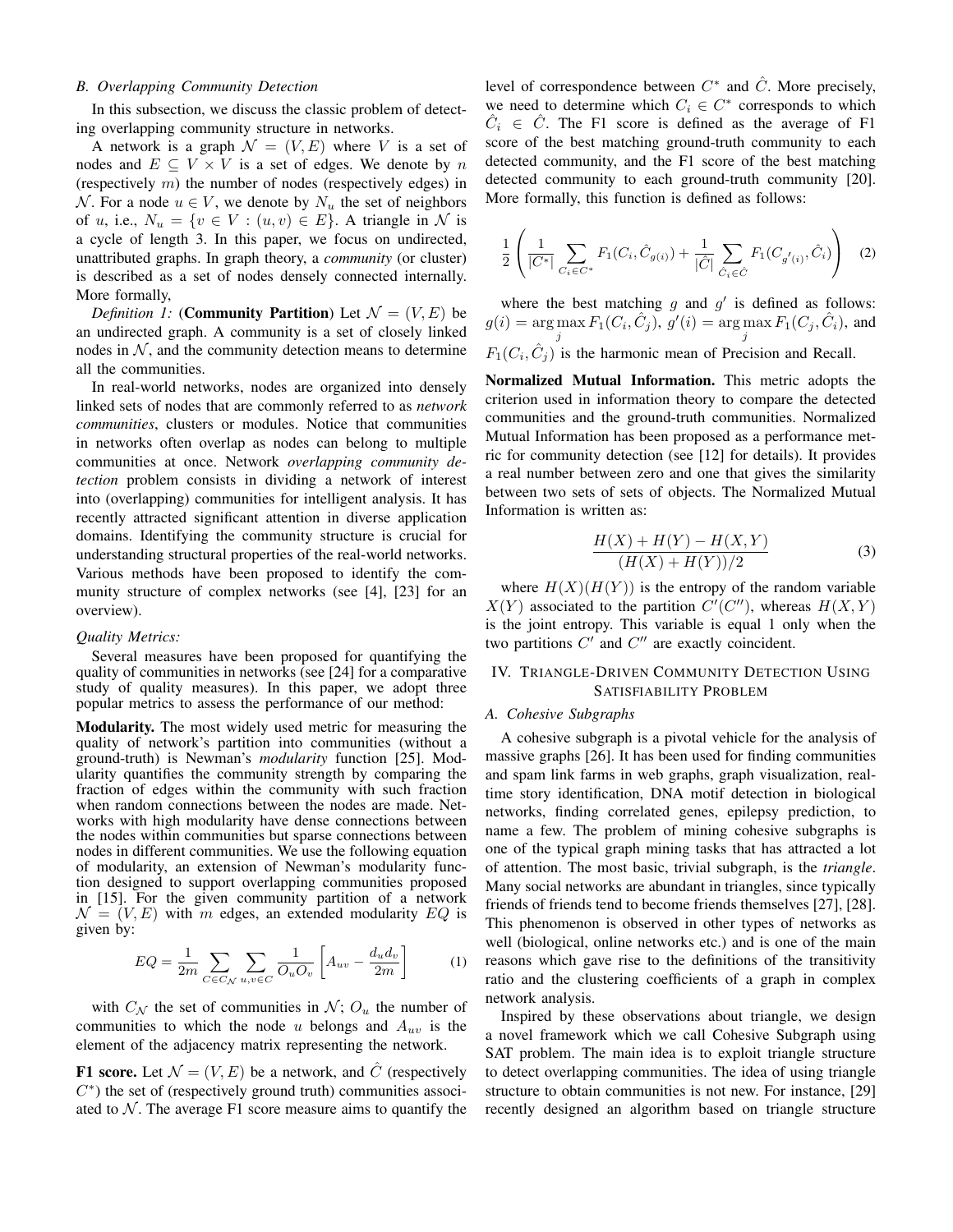### B. Overlapping Community Detection

In this subsection, we discuss the classic problem of detecting overlapping community structure in networks.

A network is a graph $\mathcal{N} = (V, E)$ where $V$ is a set of nodes and $E \subseteq V \times V$ is a set of edges. We denote by $n$ (respectively $m$) the number of nodes (respectively edges) in $\mathcal{N}$. For a node $u \in V$, we denote by $N_u$ the set of neighbors of $u$, i.e., $N_u = \{v \in V : (u, v) \in E\}$. A triangle in $\mathcal{N}$ is a cycle of length 3. In this paper, we focus on undirected, unattributed graphs. In graph theory, a *community* (or cluster) is described as a set of nodes densely connected internally. More formally,

*Definition 1:* (**Community Partition**) Let $\mathcal{N} = (V, E)$ be an undirected graph. A community is a set of closely linked nodes in $\mathcal{N}$, and the community detection means to determine all the communities.

In real-world networks, nodes are organized into densely linked sets of nodes that are commonly referred to as *network communities*, clusters or modules. Notice that communities in networks often overlap as nodes can belong to multiple communities at once. Network *overlapping community detection* problem consists in dividing a network of interest into (overlapping) communities for intelligent analysis. It has recently attracted significant attention in diverse application domains. Identifying the community structure is crucial for understanding structural properties of the real-world networks. Various methods have been proposed to identify the community structure of complex networks (see [4], [23] for an overview).

*Quality Metrics:*

Several measures have been proposed for quantifying the quality of communities in networks (see [24] for a comparative study of quality measures). In this paper, we adopt three popular metrics to assess the performance of our method:

**Modularity.** The most widely used metric for measuring the quality of network's partition into communities (without a ground-truth) is Newman's *modularity* function [25]. Modularity quantifies the community strength by comparing the fraction of edges within the community with such fraction when random connections between the nodes are made. Networks with high modularity have dense connections between the nodes within communities but sparse connections between nodes in different communities. We use the following equation of modularity, an extension of Newman's modularity function designed to support overlapping communities proposed in [15]. For the given community partition of a network $\mathcal{N} = (V, E)$ with $m$ edges, an extended modularity $EQ$ is given by:

$$EQ = \frac{1}{2m} \sum_{C \in C_{\mathcal{N}}} \sum_{u,v \in C} \frac{1}{O_u O_v} \left[ A_{uv} - \frac{d_u d_v}{2m} \right] \tag{1}$$

with $C_{\mathcal{N}}$ the set of communities in $\mathcal{N}$; $O_u$ the number of communities to which the node $u$ belongs and $A_{uv}$ is the element of the adjacency matrix representing the network.

**F1 score.** Let $\mathcal{N} = (V, E)$ be a network, and $\hat{C}$ (respectively $C^*$) the set of (respectively ground truth) communities associated to $\mathcal{N}$. The average F1 score measure aims to quantify the level of correspondence between $C^*$ and $\hat{C}$. More precisely, we need to determine which $C_i \in C^*$ corresponds to which $\hat{C}_i \in \hat{C}$. The F1 score is defined as the average of F1 score of the best matching ground-truth community to each detected community, and the F1 score of the best matching detected community to each ground-truth community [20]. More formally, this function is defined as follows:

$$\frac{1}{2} \left( \frac{1}{|C^*|} \sum_{C_i \in C^*} F_1(C_i, \hat{C}_{g(i)}) + \frac{1}{|\hat{C}|} \sum_{\hat{C}_i \in \hat{C}} F_1(C_{g'(i)}, \hat{C}_i) \right) \tag{2}$$

where the best matching $g$ and $g'$ is defined as follows: $g(i) = \arg\max_j F_1(C_i, \hat{C}_j)$, $g'(i) = \arg\max_j F_1(C_j, \hat{C}_i)$, and $F_1(C_i, \hat{C}_j)$ is the harmonic mean of Precision and Recall.

**Normalized Mutual Information.** This metric adopts the criterion used in information theory to compare the detected communities and the ground-truth communities. Normalized Mutual Information has been proposed as a performance metric for community detection (see [12] for details). It provides a real number between zero and one that gives the similarity between two sets of sets of objects. The Normalized Mutual Information is written as:

$$\frac{H(X) + H(Y) - H(X, Y)}{(H(X) + H(Y))/2} \tag{3}$$

where $H(X)(H(Y))$ is the entropy of the random variable $X(Y)$ associated to the partition $C'(C'')$, whereas $H(X, Y)$ is the joint entropy. This variable is equal 1 only when the two partitions $C'$ and $C''$ are exactly coincident.

## IV. Triangle-Driven Community Detection Using Satisfiability Problem

### A. Cohesive Subgraphs

A cohesive subgraph is a pivotal vehicle for the analysis of massive graphs [26]. It has been used for finding communities and spam link farms in web graphs, graph visualization, real-time story identification, DNA motif detection in biological networks, finding correlated genes, epilepsy prediction, to name a few. The problem of mining cohesive subgraphs is one of the typical graph mining tasks that has attracted a lot of attention. The most basic, trivial subgraph, is the *triangle*. Many social networks are abundant in triangles, since typically friends of friends tend to become friends themselves [27], [28]. This phenomenon is observed in other types of networks as well (biological, online networks etc.) and is one of the main reasons which gave rise to the definitions of the transitivity ratio and the clustering coefficients of a graph in complex network analysis.

Inspired by these observations about triangle, we design a novel framework which we call Cohesive Subgraph using SAT problem. The main idea is to exploit triangle structure to detect overlapping communities. The idea of using triangle structure to obtain communities is not new. For instance, [29] recently designed an algorithm based on triangle structure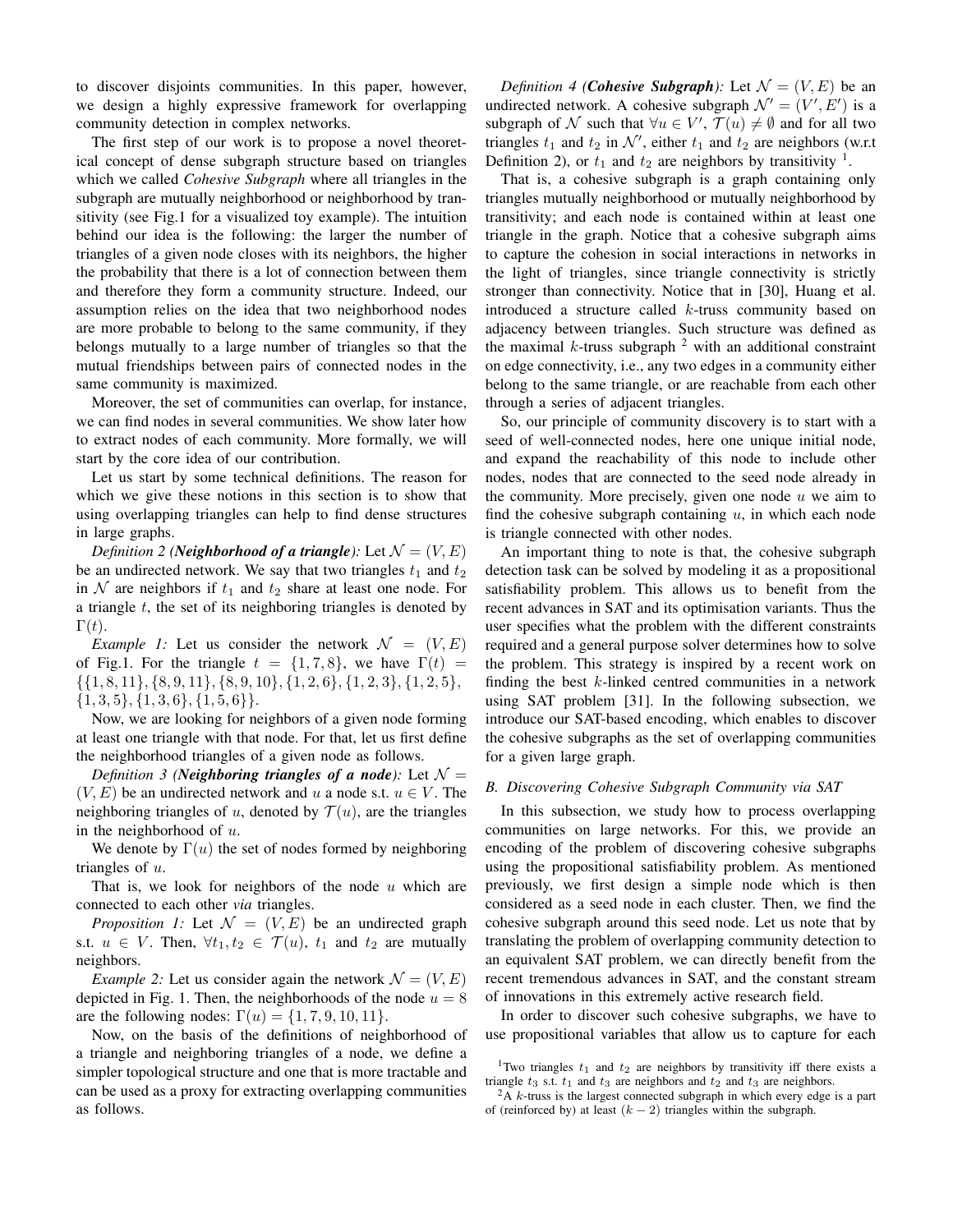to discover disjoints communities. In this paper, however, we design a highly expressive framework for overlapping community detection in complex networks.

The first step of our work is to propose a novel theoretical concept of dense subgraph structure based on triangles which we called *Cohesive Subgraph* where all triangles in the subgraph are mutually neighborhood or neighborhood by transitivity (see Fig.1 for a visualized toy example). The intuition behind our idea is the following: the larger the number of triangles of a given node closes with its neighbors, the higher the probability that there is a lot of connection between them and therefore they form a community structure. Indeed, our assumption relies on the idea that two neighborhood nodes are more probable to belong to the same community, if they belongs mutually to a large number of triangles so that the mutual friendships between pairs of connected nodes in the same community is maximized.

Moreover, the set of communities can overlap, for instance, we can find nodes in several communities. We show later how to extract nodes of each community. More formally, we will start by the core idea of our contribution.

Let us start by some technical definitions. The reason for which we give these notions in this section is to show that using overlapping triangles can help to find dense structures in large graphs.

*Definition 2 (**Neighborhood of a triangle**):* Let $\mathcal{N} = (V, E)$ be an undirected network. We say that two triangles $t_1$ and $t_2$ in $\mathcal{N}$ are neighbors if $t_1$ and $t_2$ share at least one node. For a triangle $t$, the set of its neighboring triangles is denoted by $\Gamma(t)$.

*Example 1:* Let us consider the network $\mathcal{N} = (V, E)$ of Fig.1. For the triangle $t = \{1, 7, 8\}$, we have $\Gamma(t) = \{\{1, 8, 11\}, \{8, 9, 11\}, \{8, 9, 10\}, \{1, 2, 6\}, \{1, 2, 3\}, \{1, 2, 5\}, \{1, 3, 5\}, \{1, 3, 6\}, \{1, 5, 6\}\}$.

Now, we are looking for neighbors of a given node forming at least one triangle with that node. For that, let us first define the neighborhood triangles of a given node as follows.

*Definition 3 (**Neighboring triangles of a node**):* Let $\mathcal{N} = (V, E)$ be an undirected network and $u$ a node s.t. $u \in V$. The neighboring triangles of $u$, denoted by $\mathcal{T}(u)$, are the triangles in the neighborhood of $u$.

We denote by $\Gamma(u)$ the set of nodes formed by neighboring triangles of $u$.

That is, we look for neighbors of the node $u$ which are connected to each other *via* triangles.

*Proposition 1:* Let $\mathcal{N} = (V, E)$ be an undirected graph s.t. $u \in V$. Then, $\forall t_1, t_2 \in \mathcal{T}(u)$, $t_1$ and $t_2$ are mutually neighbors.

*Example 2:* Let us consider again the network $\mathcal{N} = (V, E)$ depicted in Fig. 1. Then, the neighborhoods of the node $u = 8$ are the following nodes: $\Gamma(u) = \{1, 7, 9, 10, 11\}$.

Now, on the basis of the definitions of neighborhood of a triangle and neighboring triangles of a node, we define a simpler topological structure and one that is more tractable and can be used as a proxy for extracting overlapping communities as follows.

*Definition 4 (**Cohesive Subgraph**):* Let $\mathcal{N} = (V, E)$ be an undirected network. A cohesive subgraph $\mathcal{N}' = (V', E')$ is a subgraph of $\mathcal{N}$ such that $\forall u \in V'$, $\mathcal{T}(u) \neq \emptyset$ and for all two triangles $t_1$ and $t_2$ in $\mathcal{N}'$, either $t_1$ and $t_2$ are neighbors (w.r.t Definition 2), or $t_1$ and $t_2$ are neighbors by transitivity [1].

That is, a cohesive subgraph is a graph containing only triangles mutually neighborhood or mutually neighborhood by transitivity; and each node is contained within at least one triangle in the graph. Notice that a cohesive subgraph aims to capture the cohesion in social interactions in networks in the light of triangles, since triangle connectivity is strictly stronger than connectivity. Notice that in [30], Huang et al. introduced a structure called $k$-truss community based on adjacency between triangles. Such structure was defined as the maximal $k$-truss subgraph [2] with an additional constraint on edge connectivity, i.e., any two edges in a community either belong to the same triangle, or are reachable from each other through a series of adjacent triangles.

So, our principle of community discovery is to start with a seed of well-connected nodes, here one unique initial node, and expand the reachability of this node to include other nodes, nodes that are connected to the seed node already in the community. More precisely, given one node $u$ we aim to find the cohesive subgraph containing $u$, in which each node is triangle connected with other nodes.

An important thing to note is that, the cohesive subgraph detection task can be solved by modeling it as a propositional satisfiability problem. This allows us to benefit from the recent advances in SAT and its optimisation variants. Thus the user specifies what the problem with the different constraints required and a general purpose solver determines how to solve the problem. This strategy is inspired by a recent work on finding the best $k$-linked centred communities in a network using SAT problem [31]. In the following subsection, we introduce our SAT-based encoding, which enables to discover the cohesive subgraphs as the set of overlapping communities for a given large graph.

### B. Discovering Cohesive Subgraph Community via SAT

In this subsection, we study how to process overlapping communities on large networks. For this, we provide an encoding of the problem of discovering cohesive subgraphs using the propositional satisfiability problem. As mentioned previously, we first design a simple node which is then considered as a seed node in each cluster. Then, we find the cohesive subgraph around this seed node. Let us note that by translating the problem of overlapping community detection to an equivalent SAT problem, we can directly benefit from the recent tremendous advances in SAT, and the constant stream of innovations in this extremely active research field.

In order to discover such cohesive subgraphs, we have to use propositional variables that allow us to capture for each

[1] Two triangles $t_1$ and $t_2$ are neighbors by transitivity iff there exists a triangle $t_3$ s.t. $t_1$ and $t_3$ are neighbors and $t_2$ and $t_3$ are neighbors.

[2] A $k$-truss is the largest connected subgraph in which every edge is a part of (reinforced by) at least $(k - 2)$ triangles within the subgraph.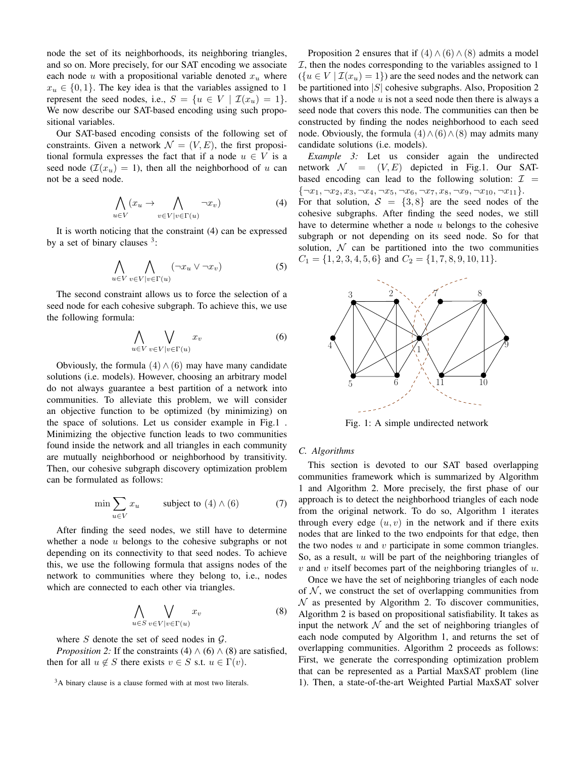node the set of its neighborhoods, its neighboring triangles, and so on. More precisely, for our SAT encoding we associate each node $u$ with a propositional variable denoted $x_u$ where $x_u \in \{0, 1\}$. The key idea is that the variables assigned to 1 represent the seed nodes, i.e., $S = \{u \in V \mid \mathcal{I}(x_u) = 1\}$. We now describe our SAT-based encoding using such propositional variables.

Our SAT-based encoding consists of the following set of constraints. Given a network $\mathcal{N} = (V, E)$, the first propositional formula expresses the fact that if a node $u \in V$ is a seed node ($\mathcal{I}(x_u) = 1$), then all the neighborhood of $u$ can not be a seed node.

$$\bigwedge_{u \in V} (x_u \rightarrow \bigwedge_{v \in V \mid v \in \Gamma(u)} \neg x_v) \tag{4}$$

It is worth noticing that the constraint (4) can be expressed by a set of binary clauses [3]:

$$\bigwedge_{u \in V} \bigwedge_{v \in V \mid v \in \Gamma(u)} (\neg x_u \vee \neg x_v) \tag{5}$$

The second constraint allows us to force the selection of a seed node for each cohesive subgraph. To achieve this, we use the following formula:

$$\bigwedge_{u \in V} \bigvee_{v \in V \mid v \in \Gamma(u)} x_v \tag{6}$$

Obviously, the formula $(4) \wedge (6)$ may have many candidate solutions (i.e. models). However, choosing an arbitrary model do not always guarantee a best partition of a network into communities. To alleviate this problem, we will consider an objective function to be optimized (by minimizing) on the space of solutions. Let us consider example in Fig.1 . Minimizing the objective function leads to two communities found inside the network and all triangles in each community are mutually neighborhood or neighborhood by transitivity. Then, our cohesive subgraph discovery optimization problem can be formulated as follows:

$$\min \sum_{u \in V} x_u \qquad \text{subject to } (4) \wedge (6) \tag{7}$$

After finding the seed nodes, we still have to determine whether a node $u$ belongs to the cohesive subgraphs or not depending on its connectivity to that seed nodes. To achieve this, we use the following formula that assigns nodes of the network to communities where they belong to, i.e., nodes which are connected to each other via triangles.

$$\bigwedge_{u \in S} \bigvee_{v \in V \mid v \in \Gamma(u)} x_v \tag{8}$$

where $S$ denote the set of seed nodes in $\mathcal{G}$.

*Proposition 2:* If the constraints $(4) \wedge (6) \wedge (8)$ are satisfied, then for all $u \notin S$ there exists $v \in S$ s.t. $u \in \Gamma(v)$.

[3]A binary clause is a clause formed with at most two literals.

Proposition 2 ensures that if $(4) \wedge (6) \wedge (8)$ admits a model $\mathcal{I}$, then the nodes corresponding to the variables assigned to 1 ($\{u \in V \mid \mathcal{I}(x_u) = 1\}$) are the seed nodes and the network can be partitioned into $|S|$ cohesive subgraphs. Also, Proposition 2 shows that if a node $u$ is not a seed node then there is always a seed node that covers this node. The communities can then be constructed by finding the nodes neighborhood to each seed node. Obviously, the formula $(4) \wedge (6) \wedge (8)$ may admits many candidate solutions (i.e. models).

*Example 3:* Let us consider again the undirected network $\mathcal{N} = (V, E)$ depicted in Fig.1. Our SAT-based encoding can lead to the following solution: $\mathcal{I} = \{\neg x_1, \neg x_2, x_3, \neg x_4, \neg x_5, \neg x_6, \neg x_7, x_8, \neg x_9, \neg x_{10}, \neg x_{11}\}$. For that solution, $\mathcal{S} = \{3, 8\}$ are the seed nodes of the cohesive subgraphs. After finding the seed nodes, we still have to determine whether a node $u$ belongs to the cohesive subgraph or not depending on its seed node. So for that solution, $\mathcal{N}$ can be partitioned into the two communities $C_1 = \{1, 2, 3, 4, 5, 6\}$ and $C_2 = \{1, 7, 8, 9, 10, 11\}$.

Fig. 1: A simple undirected network

### C. Algorithms

This section is devoted to our SAT based overlapping communities framework which is summarized by Algorithm 1 and Algorithm 2. More precisely, the first phase of our approach is to detect the neighborhood triangles of each node from the original network. To do so, Algorithm 1 iterates through every edge $(u, v)$ in the network and if there exits nodes that are linked to the two endpoints for that edge, then the two nodes $u$ and $v$ participate in some common triangles. So, as a result, $u$ will be part of the neighboring triangles of $v$ and $v$ itself becomes part of the neighboring triangles of $u$.

Once we have the set of neighboring triangles of each node of $\mathcal{N}$, we construct the set of overlapping communities from $\mathcal{N}$ as presented by Algorithm 2. To discover communities, Algorithm 2 is based on propositional satisfiability. It takes as input the network $\mathcal{N}$ and the set of neighboring triangles of each node computed by Algorithm 1, and returns the set of overlapping communities. Algorithm 2 proceeds as follows: First, we generate the corresponding optimization problem that can be represented as a Partial MaxSAT problem (line 1). Then, a state-of-the-art Weighted Partial MaxSAT solver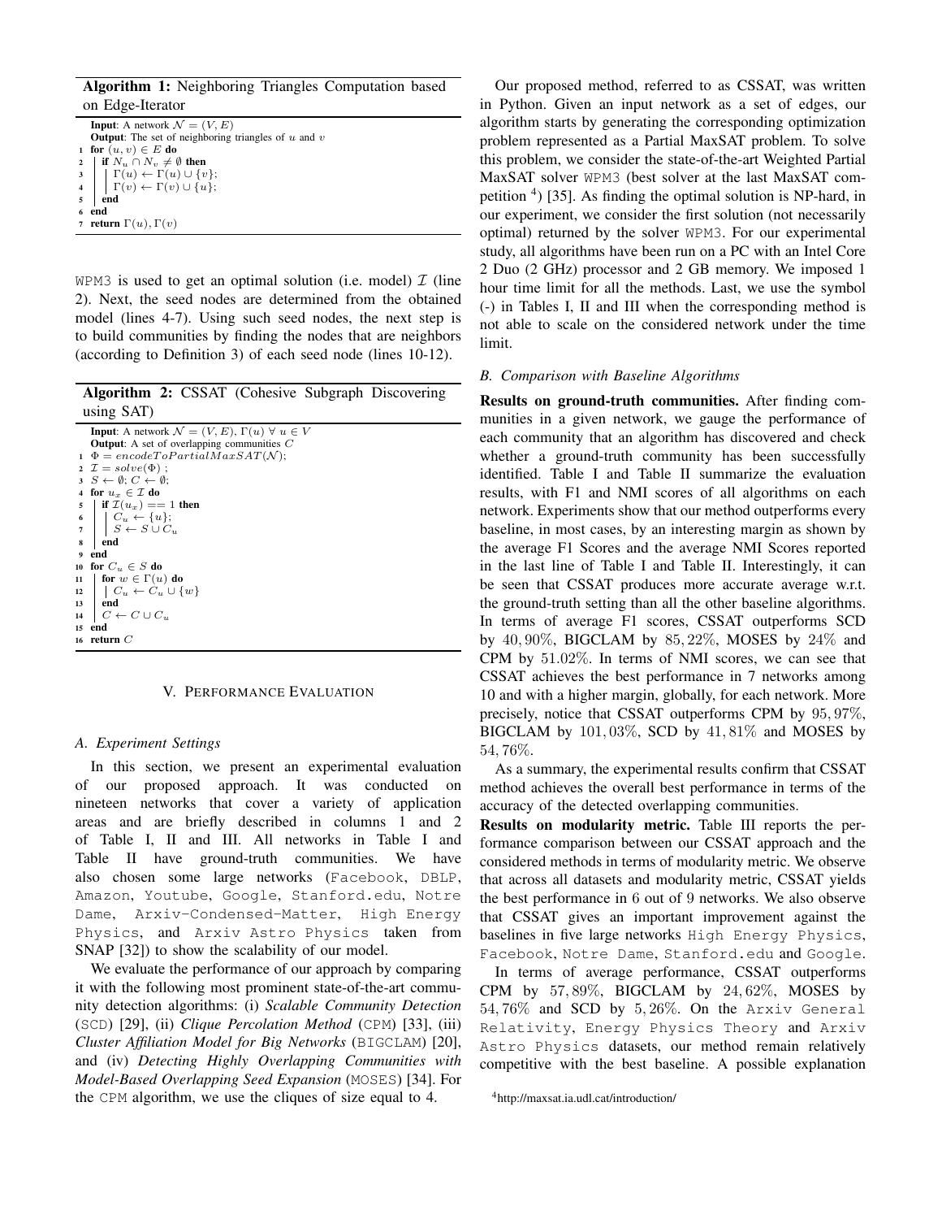**Algorithm 1:** Neighboring Triangles Computation based on Edge-Iterator

```
  Input: A network N = (V, E)
  Output: The set of neighboring triangles of u and v
1 for (u, v) ∈ E do
2   if N_u ∩ N_v ≠ ∅ then
3     Γ(u) ← Γ(u) ∪ {v};
4     Γ(v) ← Γ(v) ∪ {u};
5   end
6 end
7 return Γ(u), Γ(v)
```

WPM3 is used to get an optimal solution (i.e. model) $\mathcal{I}$ (line 2). Next, the seed nodes are determined from the obtained model (lines 4-7). Using such seed nodes, the next step is to build communities by finding the nodes that are neighbors (according to Definition 3) of each seed node (lines 10-12).

**Algorithm 2:** CSSAT (Cohesive Subgraph Discovering using SAT)

```
   Input: A network N = (V, E), Γ(u) ∀ u ∈ V
   Output: A set of overlapping communities C
 1 Φ = encodeToPartialMaxSAT(N);
 2 I = solve(Φ) ;
 3 S ← ∅; C ← ∅;
 4 for u_x ∈ I do
 5   if I(u_x) == 1 then
 6     C_u ← {u};
 7     S ← S ∪ C_u
 8   end
 9 end
10 for C_u ∈ S do
11   for w ∈ Γ(u) do
12     C_u ← C_u ∪ {w}
13   end
14   C ← C ∪ C_u
15 end
16 return C
```

## V. Performance Evaluation

### A. Experiment Settings

In this section, we present an experimental evaluation of our proposed approach. It was conducted on nineteen networks that cover a variety of application areas and are briefly described in columns 1 and 2 of Table I, II and III. All networks in Table I and Table II have ground-truth communities. We have also chosen some large networks (Facebook, DBLP, Amazon, Youtube, Google, Stanford.edu, Notre Dame, Arxiv-Condensed-Matter, High Energy Physics, and Arxiv Astro Physics taken from SNAP [32]) to show the scalability of our model.

We evaluate the performance of our approach by comparing it with the following most prominent state-of-the-art community detection algorithms: (i) *Scalable Community Detection* (SCD) [29], (ii) *Clique Percolation Method* (CPM) [33], (iii) *Cluster Affiliation Model for Big Networks* (BIGCLAM) [20], and (iv) *Detecting Highly Overlapping Communities with Model-Based Overlapping Seed Expansion* (MOSES) [34]. For the CPM algorithm, we use the cliques of size equal to 4.

Our proposed method, referred to as CSSAT, was written in Python. Given an input network as a set of edges, our algorithm starts by generating the corresponding optimization problem represented as a Partial MaxSAT problem. To solve this problem, we consider the state-of-the-art Weighted Partial MaxSAT solver WPM3 (best solver at the last MaxSAT competition [4]) [35]. As finding the optimal solution is NP-hard, in our experiment, we consider the first solution (not necessarily optimal) returned by the solver WPM3. For our experimental study, all algorithms have been run on a PC with an Intel Core 2 Duo (2 GHz) processor and 2 GB memory. We imposed 1 hour time limit for all the methods. Last, we use the symbol (-) in Tables I, II and III when the corresponding method is not able to scale on the considered network under the time limit.

### B. Comparison with Baseline Algorithms

**Results on ground-truth communities.** After finding communities in a given network, we gauge the performance of each community that an algorithm has discovered and check whether a ground-truth community has been successfully identified. Table I and Table II summarize the evaluation results, with F1 and NMI scores of all algorithms on each network. Experiments show that our method outperforms every baseline, in most cases, by an interesting margin as shown by the average F1 Scores and the average NMI Scores reported in the last line of Table I and Table II. Interestingly, it can be seen that CSSAT produces more accurate average w.r.t. the ground-truth setting than all the other baseline algorithms. In terms of average F1 scores, CSSAT outperforms SCD by $40,90\%$, BIGCLAM by $85,22\%$, MOSES by $24\%$ and CPM by $51.02\%$. In terms of NMI scores, we can see that CSSAT achieves the best performance in 7 networks among 10 and with a higher margin, globally, for each network. More precisely, notice that CSSAT outperforms CPM by $95,97\%$, BIGCLAM by $101,03\%$, SCD by $41,81\%$ and MOSES by $54,76\%$.

As a summary, the experimental results confirm that CSSAT method achieves the overall best performance in terms of the accuracy of the detected overlapping communities.

**Results on modularity metric.** Table III reports the performance comparison between our CSSAT approach and the considered methods in terms of modularity metric. We observe that across all datasets and modularity metric, CSSAT yields the best performance in 6 out of 9 networks. We also observe that CSSAT gives an important improvement against the baselines in five large networks High Energy Physics, Facebook, Notre Dame, Stanford.edu and Google.

In terms of average performance, CSSAT outperforms CPM by $57,89\%$, BIGCLAM by $24,62\%$, MOSES by $54,76\%$ and SCD by $5,26\%$. On the Arxiv General Relativity, Energy Physics Theory and Arxiv Astro Physics datasets, our method remain relatively competitive with the best baseline. A possible explanation

[4] http://maxsat.ia.udl.cat/introduction/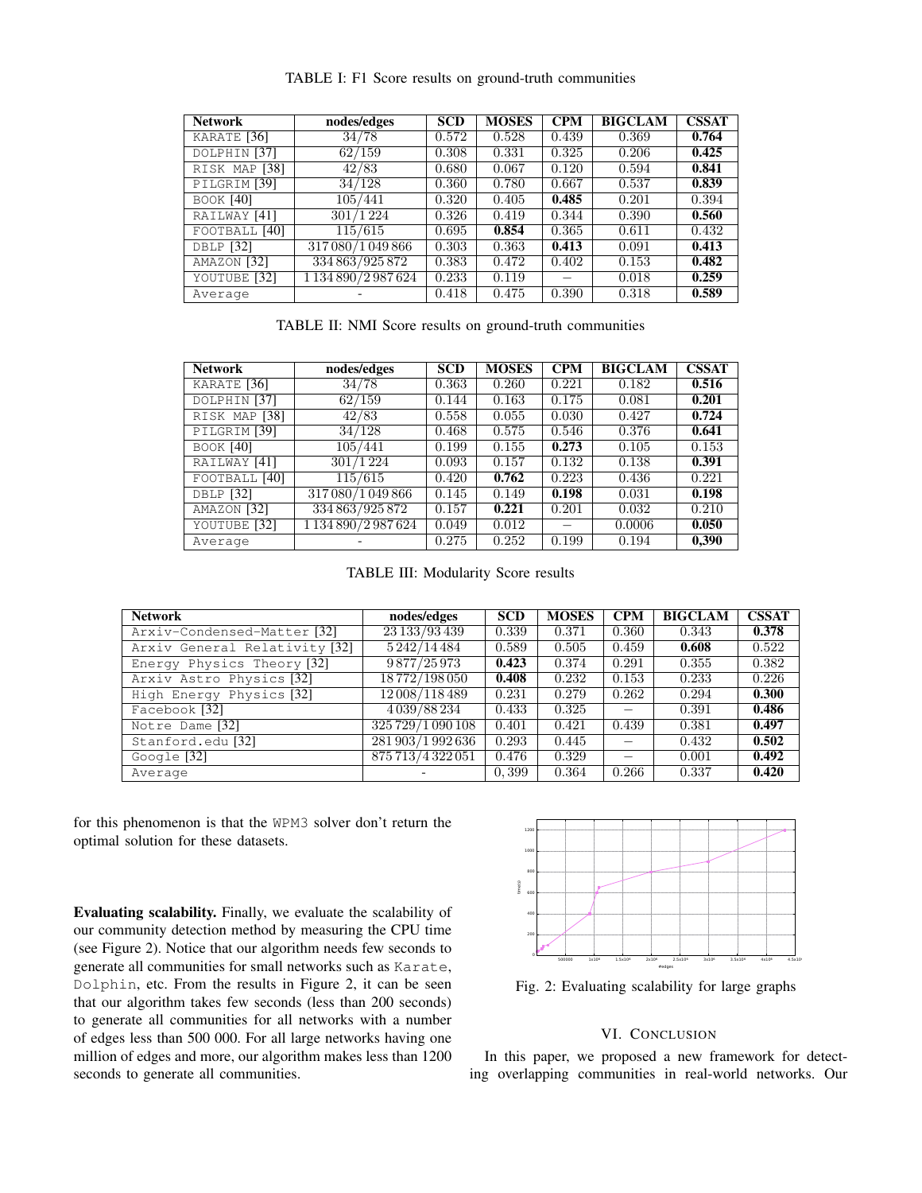TABLE I: F1 Score results on ground-truth communities

| Network | nodes/edges | SCD | MOSES | CPM | BIGCLAM | CSSAT |
|---|---|---|---|---|---|---|
| KARATE [36] | 34/78 | 0.572 | 0.528 | 0.439 | 0.369 | **0.764** |
| DOLPHIN [37] | 62/159 | 0.308 | 0.331 | 0.325 | 0.206 | **0.425** |
| RISK MAP [38] | 42/83 | 0.680 | 0.067 | 0.120 | 0.594 | **0.841** |
| PILGRIM [39] | 34/128 | 0.360 | 0.780 | 0.667 | 0.537 | **0.839** |
| BOOK [40] | 105/441 | 0.320 | 0.405 | **0.485** | 0.201 | 0.394 |
| RAILWAY [41] | 301/1 224 | 0.326 | 0.419 | 0.344 | 0.390 | **0.560** |
| FOOTBALL [40] | 115/615 | 0.695 | **0.854** | 0.365 | 0.611 | 0.432 |
| DBLP [32] | 317 080/1 049 866 | 0.303 | 0.363 | **0.413** | 0.091 | **0.413** |
| AMAZON [32] | 334 863/925 872 | 0.383 | 0.472 | 0.402 | 0.153 | **0.482** |
| YOUTUBE [32] | 1 134 890/2 987 624 | 0.233 | 0.119 | − | 0.018 | **0.259** |
| Average | - | 0.418 | 0.475 | 0.390 | 0.318 | **0.589** |

TABLE II: NMI Score results on ground-truth communities

| Network | nodes/edges | SCD | MOSES | CPM | BIGCLAM | CSSAT |
|---|---|---|---|---|---|---|
| KARATE [36] | 34/78 | 0.363 | 0.260 | 0.221 | 0.182 | **0.516** |
| DOLPHIN [37] | 62/159 | 0.144 | 0.163 | 0.175 | 0.081 | **0.201** |
| RISK MAP [38] | 42/83 | 0.558 | 0.055 | 0.030 | 0.427 | **0.724** |
| PILGRIM [39] | 34/128 | 0.468 | 0.575 | 0.546 | 0.376 | **0.641** |
| BOOK [40] | 105/441 | 0.199 | 0.155 | **0.273** | 0.105 | 0.153 |
| RAILWAY [41] | 301/1 224 | 0.093 | 0.157 | 0.132 | 0.138 | **0.391** |
| FOOTBALL [40] | 115/615 | 0.420 | **0.762** | 0.223 | 0.436 | 0.221 |
| DBLP [32] | 317 080/1 049 866 | 0.145 | 0.149 | **0.198** | 0.031 | **0.198** |
| AMAZON [32] | 334 863/925 872 | 0.157 | **0.221** | 0.201 | 0.032 | 0.210 |
| YOUTUBE [32] | 1 134 890/2 987 624 | 0.049 | 0.012 | − | 0.0006 | **0.050** |
| Average | - | 0.275 | 0.252 | 0.199 | 0.194 | **0,390** |

TABLE III: Modularity Score results

| Network | nodes/edges | SCD | MOSES | CPM | BIGCLAM | CSSAT |
|---|---|---|---|---|---|---|
| Arxiv-Condensed-Matter [32] | 23 133/93 439 | 0.339 | 0.371 | 0.360 | 0.343 | **0.378** |
| Arxiv General Relativity [32] | 5 242/14 484 | 0.589 | 0.505 | 0.459 | **0.608** | 0.522 |
| Energy Physics Theory [32] | 9 877/25 973 | **0.423** | 0.374 | 0.291 | 0.355 | 0.382 |
| Arxiv Astro Physics [32] | 18 772/198 050 | **0.408** | 0.232 | 0.153 | 0.233 | 0.226 |
| High Energy Physics [32] | 12 008/118 489 | 0.231 | 0.279 | 0.262 | 0.294 | **0.300** |
| Facebook [32] | 4 039/88 234 | 0.433 | 0.325 | − | 0.391 | **0.486** |
| Notre Dame [32] | 325 729/1 090 108 | 0.401 | 0.421 | 0.439 | 0.381 | **0.497** |
| Stanford.edu [32] | 281 903/1 992 636 | 0.293 | 0.445 | − | 0.432 | **0.502** |
| Google [32] | 875 713/4 322 051 | 0.476 | 0.329 | − | 0.001 | **0.492** |
| Average | - | 0, 399 | 0.364 | 0.266 | 0.337 | **0.420** |

for this phenomenon is that the WPM3 solver don't return the optimal solution for these datasets.

**Evaluating scalability.** Finally, we evaluate the scalability of our community detection method by measuring the CPU time (see Figure 2). Notice that our algorithm needs few seconds to generate all communities for small networks such as Karate, Dolphin, etc. From the results in Figure 2, it can be seen that our algorithm takes few seconds (less than 200 seconds) to generate all communities for all networks with a number of edges less than 500 000. For all large networks having one million of edges and more, our algorithm makes less than 1200 seconds to generate all communities.

Fig. 2: Evaluating scalability for large graphs

## VI. Conclusion

In this paper, we proposed a new framework for detecting overlapping communities in real-world networks. Our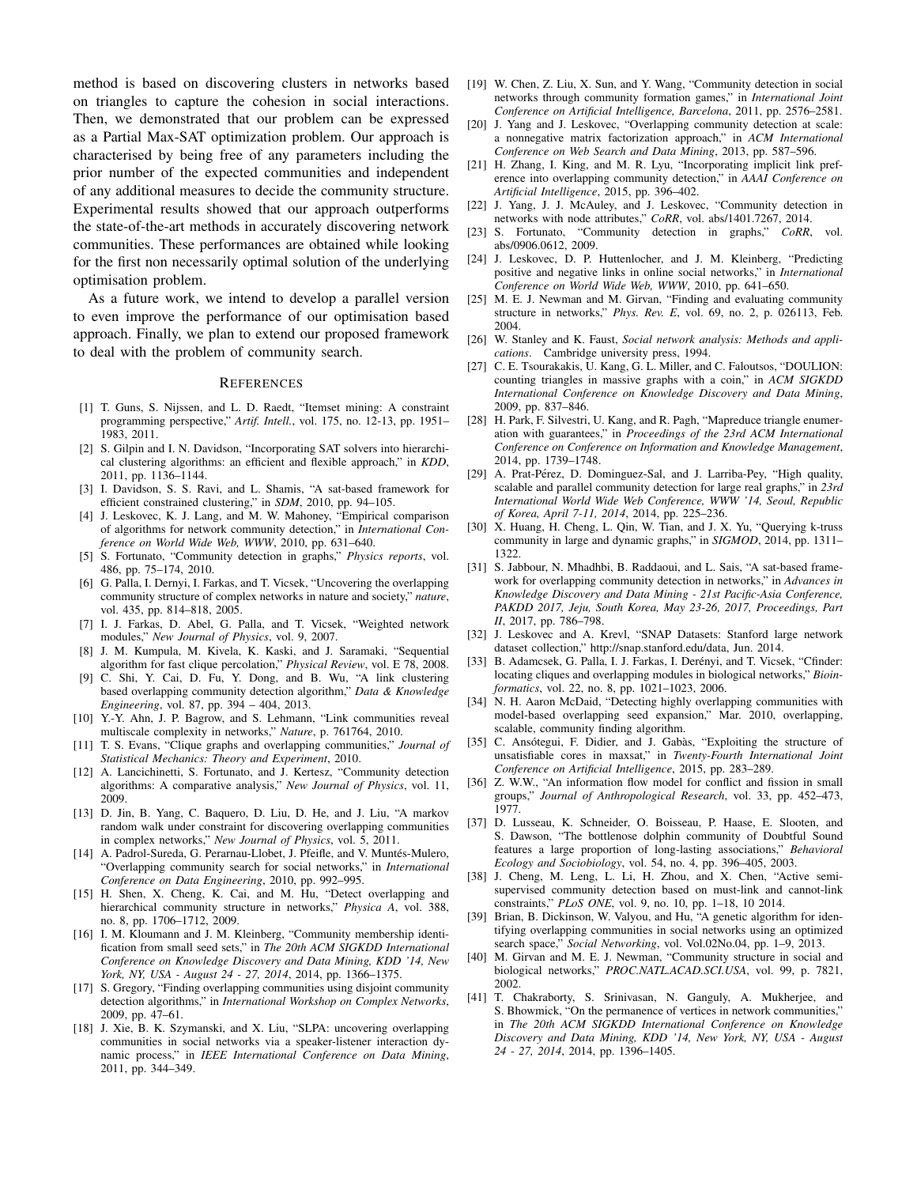method is based on discovering clusters in networks based on triangles to capture the cohesion in social interactions. Then, we demonstrated that our problem can be expressed as a Partial Max-SAT optimization problem. Our approach is characterised by being free of any parameters including the prior number of the expected communities and independent of any additional measures to decide the community structure. Experimental results showed that our approach outperforms the state-of-the-art methods in accurately discovering network communities. These performances are obtained while looking for the first non necessarily optimal solution of the underlying optimisation problem.

As a future work, we intend to develop a parallel version to even improve the performance of our optimisation based approach. Finally, we plan to extend our proposed framework to deal with the problem of community search.

## References

[1] T. Guns, S. Nijssen, and L. D. Raedt, "Itemset mining: A constraint programming perspective," *Artif. Intell.*, vol. 175, no. 12-13, pp. 1951–1983, 2011.

[2] S. Gilpin and I. N. Davidson, "Incorporating SAT solvers into hierarchical clustering algorithms: an efficient and flexible approach," in *KDD*, 2011, pp. 1136–1144.

[3] I. Davidson, S. S. Ravi, and L. Shamis, "A sat-based framework for efficient constrained clustering," in *SDM*, 2010, pp. 94–105.

[4] J. Leskovec, K. J. Lang, and M. W. Mahoney, "Empirical comparison of algorithms for network community detection," in *International Conference on World Wide Web, WWW*, 2010, pp. 631–640.

[5] S. Fortunato, "Community detection in graphs," *Physics reports*, vol. 486, pp. 75–174, 2010.

[6] G. Palla, I. Dernyi, I. Farkas, and T. Vicsek, "Uncovering the overlapping community structure of complex networks in nature and society," *nature*, vol. 435, pp. 814–818, 2005.

[7] I. J. Farkas, D. Abel, G. Palla, and T. Vicsek, "Weighted network modules," *New Journal of Physics*, vol. 9, 2007.

[8] J. M. Kumpula, M. Kivela, K. Kaski, and J. Saramaki, "Sequential algorithm for fast clique percolation," *Physical Review*, vol. E 78, 2008.

[9] C. Shi, Y. Cai, D. Fu, Y. Dong, and B. Wu, "A link clustering based overlapping community detection algorithm," *Data & Knowledge Engineering*, vol. 87, pp. 394 – 404, 2013.

[10] Y.-Y. Ahn, J. P. Bagrow, and S. Lehmann, "Link communities reveal multiscale complexity in networks," *Nature*, p. 761764, 2010.

[11] T. S. Evans, "Clique graphs and overlapping communities," *Journal of Statistical Mechanics: Theory and Experiment*, 2010.

[12] A. Lancichinetti, S. Fortunato, and J. Kertesz, "Community detection algorithms: A comparative analysis," *New Journal of Physics*, vol. 11, 2009.

[13] D. Jin, B. Yang, C. Baquero, D. Liu, D. He, and J. Liu, "A markov random walk under constraint for discovering overlapping communities in complex networks," *New Journal of Physics*, vol. 5, 2011.

[14] A. Padrol-Sureda, G. Perarnau-Llobet, J. Pfeifle, and V. Muntés-Mulero, "Overlapping community search for social networks," in *International Conference on Data Engineering*, 2010, pp. 992–995.

[15] H. Shen, X. Cheng, K. Cai, and M. Hu, "Detect overlapping and hierarchical community structure in networks," *Physica A*, vol. 388, no. 8, pp. 1706–1712, 2009.

[16] I. M. Kloumann and J. M. Kleinberg, "Community membership identification from small seed sets," in *The 20th ACM SIGKDD International Conference on Knowledge Discovery and Data Mining, KDD '14, New York, NY, USA - August 24 - 27, 2014*, 2014, pp. 1366–1375.

[17] S. Gregory, "Finding overlapping communities using disjoint community detection algorithms," in *International Workshop on Complex Networks*, 2009, pp. 47–61.

[18] J. Xie, B. K. Szymanski, and X. Liu, "SLPA: uncovering overlapping communities in social networks via a speaker-listener interaction dynamic process," in *IEEE International Conference on Data Mining*, 2011, pp. 344–349.

[19] W. Chen, Z. Liu, X. Sun, and Y. Wang, "Community detection in social networks through community formation games," in *International Joint Conference on Artificial Intelligence, Barcelona*, 2011, pp. 2576–2581.

[20] J. Yang and J. Leskovec, "Overlapping community detection at scale: a nonnegative matrix factorization approach," in *ACM International Conference on Web Search and Data Mining*, 2013, pp. 587–596.

[21] H. Zhang, I. King, and M. R. Lyu, "Incorporating implicit link preference into overlapping community detection," in *AAAI Conference on Artificial Intelligence*, 2015, pp. 396–402.

[22] J. Yang, J. J. McAuley, and J. Leskovec, "Community detection in networks with node attributes," *CoRR*, vol. abs/1401.7267, 2014.

[23] S. Fortunato, "Community detection in graphs," *CoRR*, vol. abs/0906.0612, 2009.

[24] J. Leskovec, D. P. Huttenlocher, and J. M. Kleinberg, "Predicting positive and negative links in online social networks," in *International Conference on World Wide Web, WWW*, 2010, pp. 641–650.

[25] M. E. J. Newman and M. Girvan, "Finding and evaluating community structure in networks," *Phys. Rev. E*, vol. 69, no. 2, p. 026113, Feb. 2004.

[26] W. Stanley and K. Faust, *Social network analysis: Methods and applications*. Cambridge university press, 1994.

[27] C. E. Tsourakakis, U. Kang, G. L. Miller, and C. Faloutsos, "DOULION: counting triangles in massive graphs with a coin," in *ACM SIGKDD International Conference on Knowledge Discovery and Data Mining*, 2009, pp. 837–846.

[28] H. Park, F. Silvestri, U. Kang, and R. Pagh, "Mapreduce triangle enumeration with guarantees," in *Proceedings of the 23rd ACM International Conference on Conference on Information and Knowledge Management*, 2014, pp. 1739–1748.

[29] A. Prat-Pérez, D. Dominguez-Sal, and J. Larriba-Pey, "High quality, scalable and parallel community detection for large real graphs," in *23rd International World Wide Web Conference, WWW '14, Seoul, Republic of Korea, April 7-11, 2014*, 2014, pp. 225–236.

[30] X. Huang, H. Cheng, L. Qin, W. Tian, and J. X. Yu, "Querying k-truss community in large and dynamic graphs," in *SIGMOD*, 2014, pp. 1311–1322.

[31] S. Jabbour, N. Mhadhbi, B. Raddaoui, and L. Sais, "A sat-based framework for overlapping community detection in networks," in *Advances in Knowledge Discovery and Data Mining - 21st Pacific-Asia Conference, PAKDD 2017, Jeju, South Korea, May 23-26, 2017, Proceedings, Part II*, 2017, pp. 786–798.

[32] J. Leskovec and A. Krevl, "SNAP Datasets: Stanford large network dataset collection," http://snap.stanford.edu/data, Jun. 2014.

[33] B. Adamcsek, G. Palla, I. J. Farkas, I. Derényi, and T. Vicsek, "Cfinder: locating cliques and overlapping modules in biological networks," *Bioinformatics*, vol. 22, no. 8, pp. 1021–1023, 2006.

[34] N. H. Aaron McDaid, "Detecting highly overlapping communities with model-based overlapping seed expansion," Mar. 2010, overlapping, scalable, community finding algorithm.

[35] C. Ansótegui, F. Didier, and J. Gabàs, "Exploiting the structure of unsatisfiable cores in maxsat," in *Twenty-Fourth International Joint Conference on Artificial Intelligence*, 2015, pp. 283–289.

[36] Z. W.W., "An information flow model for conflict and fission in small groups," *Journal of Anthropological Research*, vol. 33, pp. 452–473, 1977.

[37] D. Lusseau, K. Schneider, O. Boisseau, P. Haase, E. Slooten, and S. Dawson, "The bottlenose dolphin community of Doubtful Sound features a large proportion of long-lasting associations," *Behavioral Ecology and Sociobiology*, vol. 54, no. 4, pp. 396–405, 2003.

[38] J. Cheng, M. Leng, L. Li, H. Zhou, and X. Chen, "Active semi-supervised community detection based on must-link and cannot-link constraints," *PLoS ONE*, vol. 9, no. 10, pp. 1–18, 10 2014.

[39] Brian, B. Dickinson, W. Valyou, and Hu, "A genetic algorithm for identifying overlapping communities in social networks using an optimized search space," *Social Networking*, vol. Vol.02No.04, pp. 1–9, 2013.

[40] M. Girvan and M. E. J. Newman, "Community structure in social and biological networks," *PROC.NATL.ACAD.SCI.USA*, vol. 99, p. 7821, 2002.

[41] T. Chakraborty, S. Srinivasan, N. Ganguly, A. Mukherjee, and S. Bhowmick, "On the permanence of vertices in network communities," in *The 20th ACM SIGKDD International Conference on Knowledge Discovery and Data Mining, KDD '14, New York, NY, USA - August 24 - 27, 2014*, 2014, pp. 1396–1405.